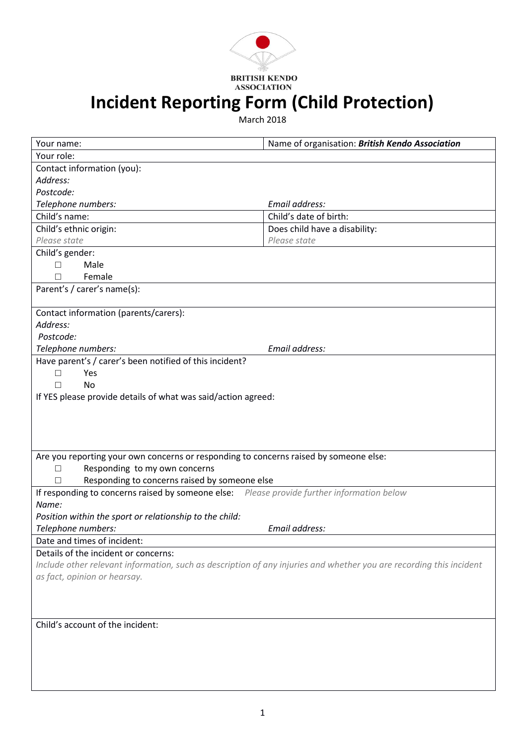BRITISH KENDO ASSOCIATION

# Incident Reporting Form (Child Protection)

March 2018

| Your name: | Name of organisation: ***British Kendo Association*** |
|---|---|
| Your role: | |
| Contact information (you):<br>*Address:*<br>*Postcode:*<br>*Telephone numbers:* | <br><br><br>*Email address:* |
| Child's name: | Child's date of birth: |
| Child's ethnic origin:<br>*Please state* | Does child have a disability:<br>*Please state* |
| Child's gender:<br>☐ Male<br>☐ Female | |
| Parent's / carer's name(s): | |
| Contact information (parents/carers):<br>*Address:*<br>*Postcode:*<br>*Telephone numbers:* | <br><br><br>*Email address:* |
| Have parent's / carer's been notified of this incident?<br>☐ Yes<br>☐ No<br>If YES please provide details of what was said/action agreed: | |
| Are you reporting your own concerns or responding to concerns raised by someone else:<br>☐ Responding to my own concerns<br>☐ Responding to concerns raised by someone else | |
| If responding to concerns raised by someone else: *Please provide further information below*<br>*Name:*<br>*Position within the sport or relationship to the child:*<br>*Telephone numbers:* | <br><br><br>*Email address:* |
| Date and times of incident: | |
| Details of the incident or concerns:<br>*Include other relevant information, such as description of any injuries and whether you are recording this incident as fact, opinion or hearsay.* | |
| Child's account of the incident: | |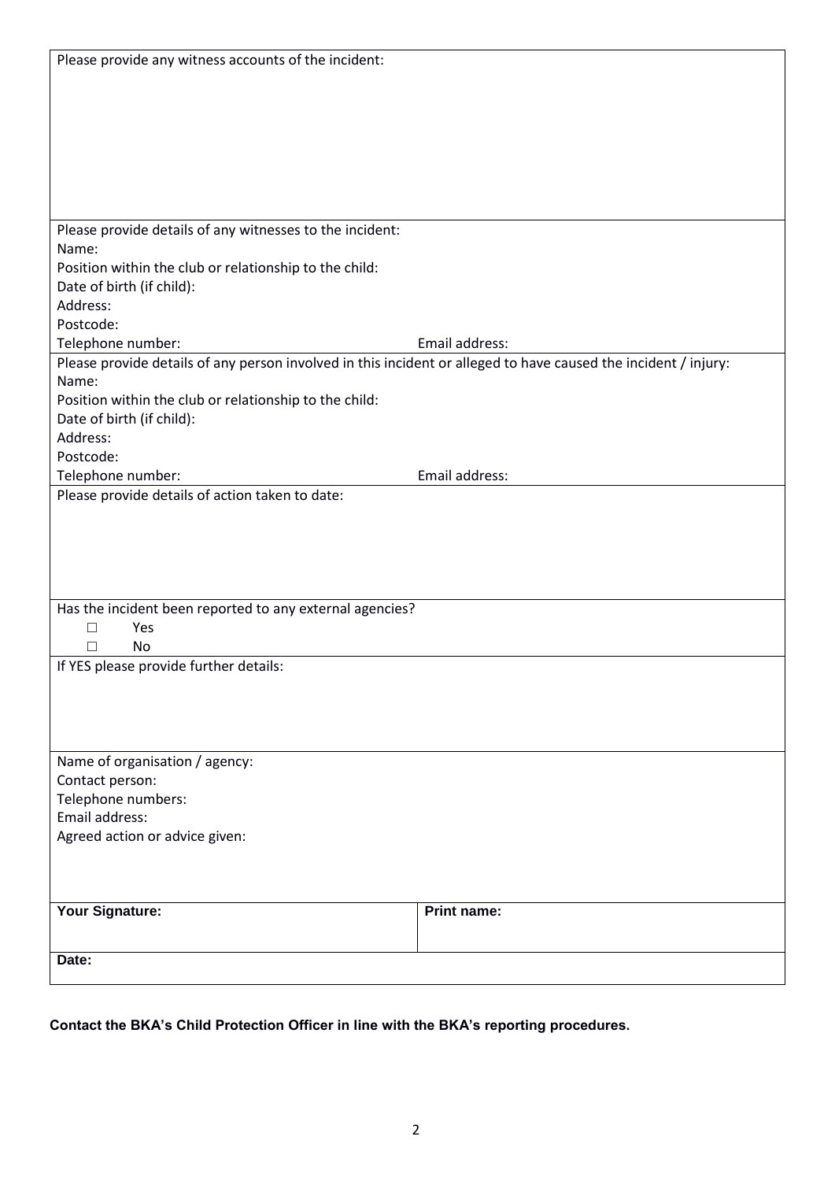Please provide any witness accounts of the incident:

Please provide details of any witnesses to the incident:
Name:
Position within the club or relationship to the child:
Date of birth (if child):
Address:
Postcode:
Telephone number: Email address:

Please provide details of any person involved in this incident or alleged to have caused the incident / injury:
Name:
Position within the club or relationship to the child:
Date of birth (if child):
Address:
Postcode:
Telephone number: Email address:

Please provide details of action taken to date:

Has the incident been reported to any external agencies?

- ☐ Yes
- ☐ No

If YES please provide further details:

Name of organisation / agency:
Contact person:
Telephone numbers:
Email address:
Agreed action or advice given:

| | |
|---|---|
| **Your Signature:** | **Print name:** |
| **Date:** | |

**Contact the BKA's Child Protection Officer in line with the BKA's reporting procedures.**